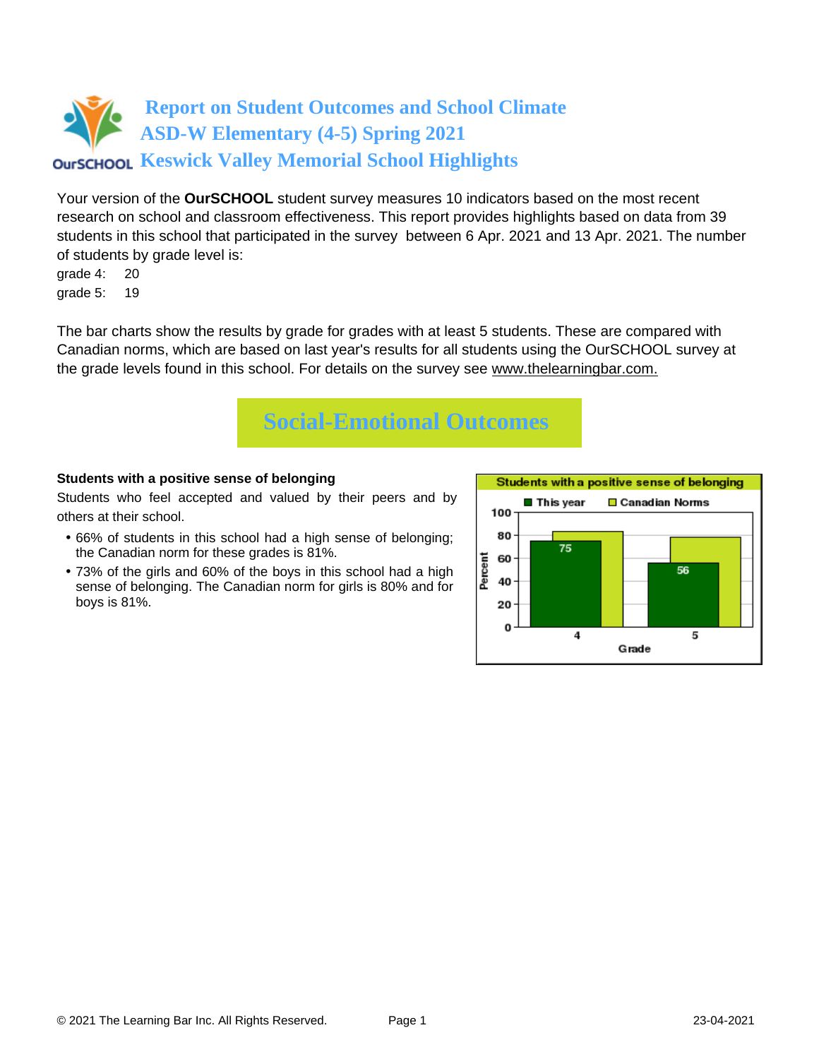# Report on Student Outcomes and School Climate
# ASD-W Elementary (4-5) Spring 2021
# Keswick Valley Memorial School Highlights

Your version of the **OurSCHOOL** student survey measures 10 indicators based on the most recent research on school and classroom effectiveness. This report provides highlights based on data from 39 students in this school that participated in the survey between 6 Apr. 2021 and 13 Apr. 2021. The number of students by grade level is:

grade 4: 20
grade 5: 19

The bar charts show the results by grade for grades with at least 5 students. These are compared with Canadian norms, which are based on last year's results for all students using the OurSCHOOL survey at the grade levels found in this school. For details on the survey see www.thelearningbar.com.

## Social-Emotional Outcomes

**Students with a positive sense of belonging**

Students who feel accepted and valued by their peers and by others at their school.

- 66% of students in this school had a high sense of belonging; the Canadian norm for these grades is 81%.
- 73% of the girls and 60% of the boys in this school had a high sense of belonging. The Canadian norm for girls is 80% and for boys is 81%.

Students with a positive sense of belonging

This year
Canadian Norms

100
80
60
40
20
0
Percent

75
56

4
5
Grade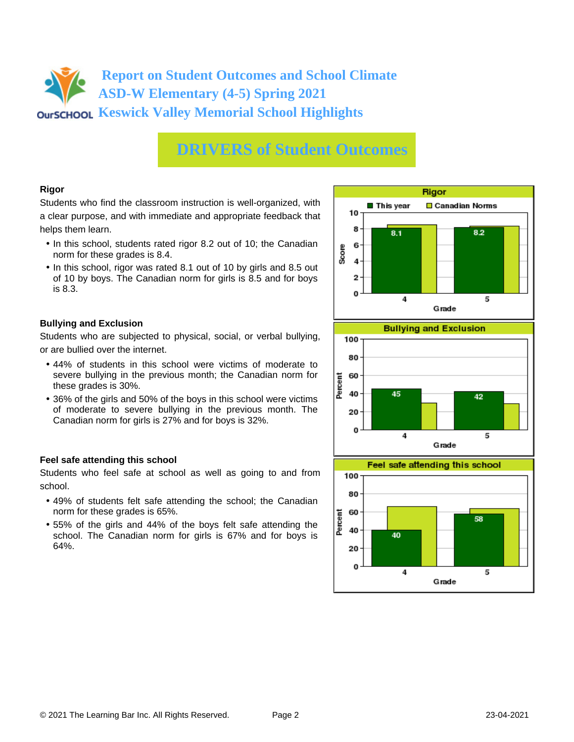# Report on Student Outcomes and School Climate
# ASD-W Elementary (4-5) Spring 2021
# Keswick Valley Memorial School Highlights

OurSCHOOL

## DRIVERS of Student Outcomes

### Rigor

Students who find the classroom instruction is well-organized, with a clear purpose, and with immediate and appropriate feedback that helps them learn.

- In this school, students rated rigor 8.2 out of 10; the Canadian norm for these grades is 8.4.
- In this school, rigor was rated 8.1 out of 10 by girls and 8.5 out of 10 by boys. The Canadian norm for girls is 8.5 and for boys is 8.3.

Rigor

This year
Canadian Norms

Score

10
8
6
4
2
0

8.1
8.2

4
5

Grade

### Bullying and Exclusion

Students who are subjected to physical, social, or verbal bullying, or are bullied over the internet.

- 44% of students in this school were victims of moderate to severe bullying in the previous month; the Canadian norm for these grades is 30%.
- 36% of the girls and 50% of the boys in this school were victims of moderate to severe bullying in the previous month. The Canadian norm for girls is 27% and for boys is 32%.

Bullying and Exclusion

Percent

100
80
60
40
20
0

45
42

4
5

Grade

### Feel safe attending this school

Students who feel safe at school as well as going to and from school.

- 49% of students felt safe attending the school; the Canadian norm for these grades is 65%.
- 55% of the girls and 44% of the boys felt safe attending the school. The Canadian norm for girls is 67% and for boys is 64%.

Feel safe attending this school

Percent

100
80
60
40
20
0

40
58

4
5

Grade

© 2021 The Learning Bar Inc. All Rights Reserved. 23-04-2021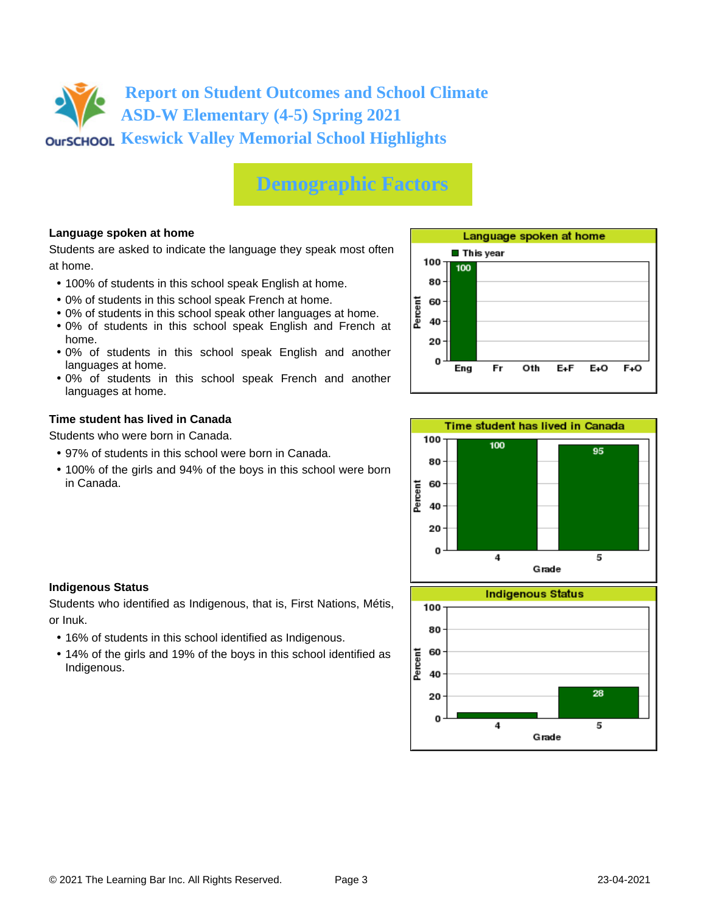# Report on Student Outcomes and School Climate
# ASD-W Elementary (4-5) Spring 2021
# Keswick Valley Memorial School Highlights

## Demographic Factors

### Language spoken at home

Students are asked to indicate the language they speak most often at home.

- 100% of students in this school speak English at home.
- 0% of students in this school speak French at home.
- 0% of students in this school speak other languages at home.
- 0% of students in this school speak English and French at home.
- 0% of students in this school speak English and another languages at home.
- 0% of students in this school speak French and another languages at home.

Language spoken at home

This year

Percent

100
80
60
40
20
0

100

Eng Fr Oth E+F E+O F+O

### Time student has lived in Canada

Students who were born in Canada.

- 97% of students in this school were born in Canada.
- 100% of the girls and 94% of the boys in this school were born in Canada.

Time student has lived in Canada

Percent

100
80
60
40
20
0

100
95

4 5

Grade

### Indigenous Status

Students who identified as Indigenous, that is, First Nations, Métis, or Inuk.

- 16% of students in this school identified as Indigenous.
- 14% of the girls and 19% of the boys in this school identified as Indigenous.

Indigenous Status

Percent

100
80
60
40
20
0

28

4 5

Grade

© 2021 The Learning Bar Inc. All Rights Reserved.

23-04-2021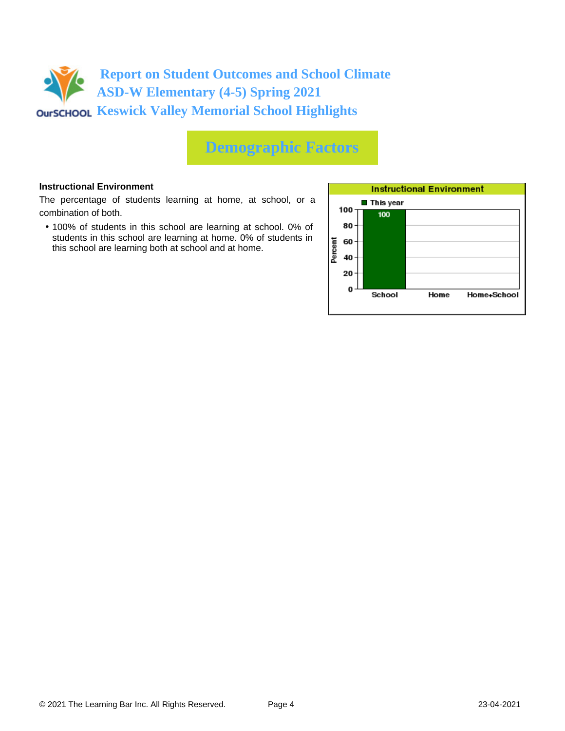# Report on Student Outcomes and School Climate
# ASD-W Elementary (4-5) Spring 2021
# Keswick Valley Memorial School Highlights

## Demographic Factors

**Instructional Environment**

The percentage of students learning at home, at school, or a combination of both.

- 100% of students in this school are learning at school. 0% of students in this school are learning at home. 0% of students in this school are learning both at school and at home.

Instructional Environment

This year

100

80

60

40

20

0

Percent

100

School

Home

Home+School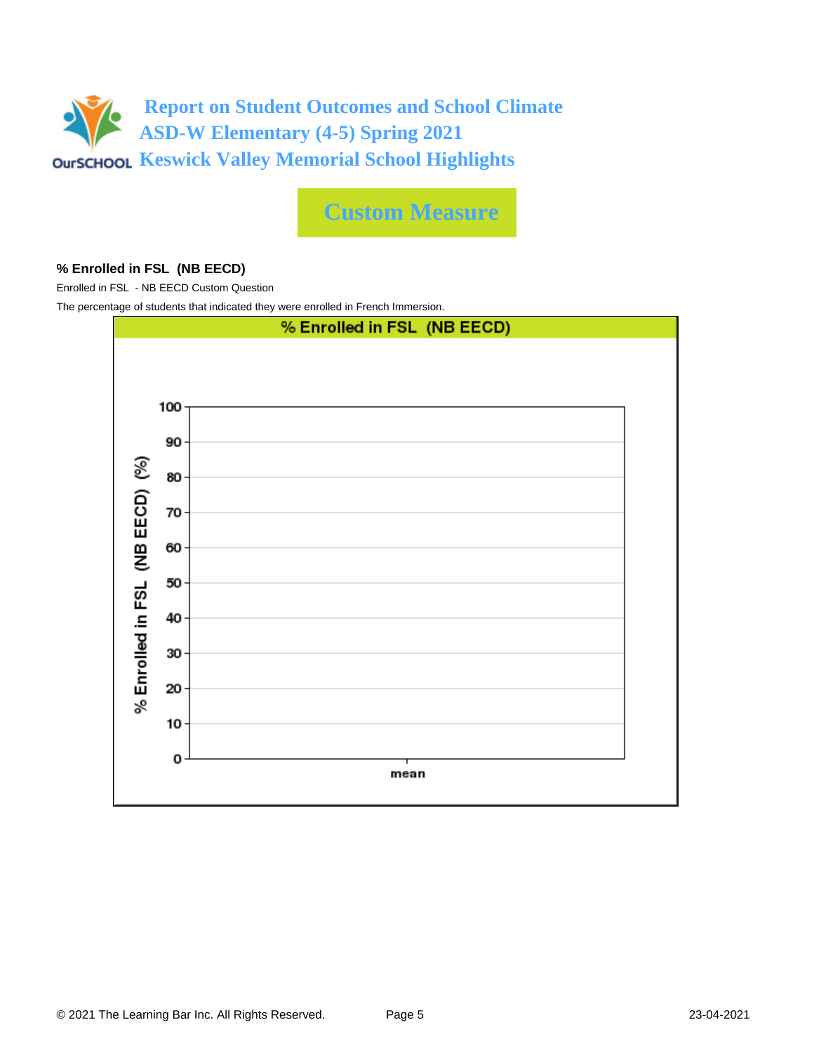# Report on Student Outcomes and School Climate
# ASD-W Elementary (4-5) Spring 2021
# Keswick Valley Memorial School Highlights

## Custom Measure

**% Enrolled in FSL (NB EECD)**

Enrolled in FSL - NB EECD Custom Question

The percentage of students that indicated they were enrolled in French Immersion.

% Enrolled in FSL (NB EECD)

% Enrolled in FSL (NB EECD) (%)

100
90
80
70
60
50
40
30
20
10
0

mean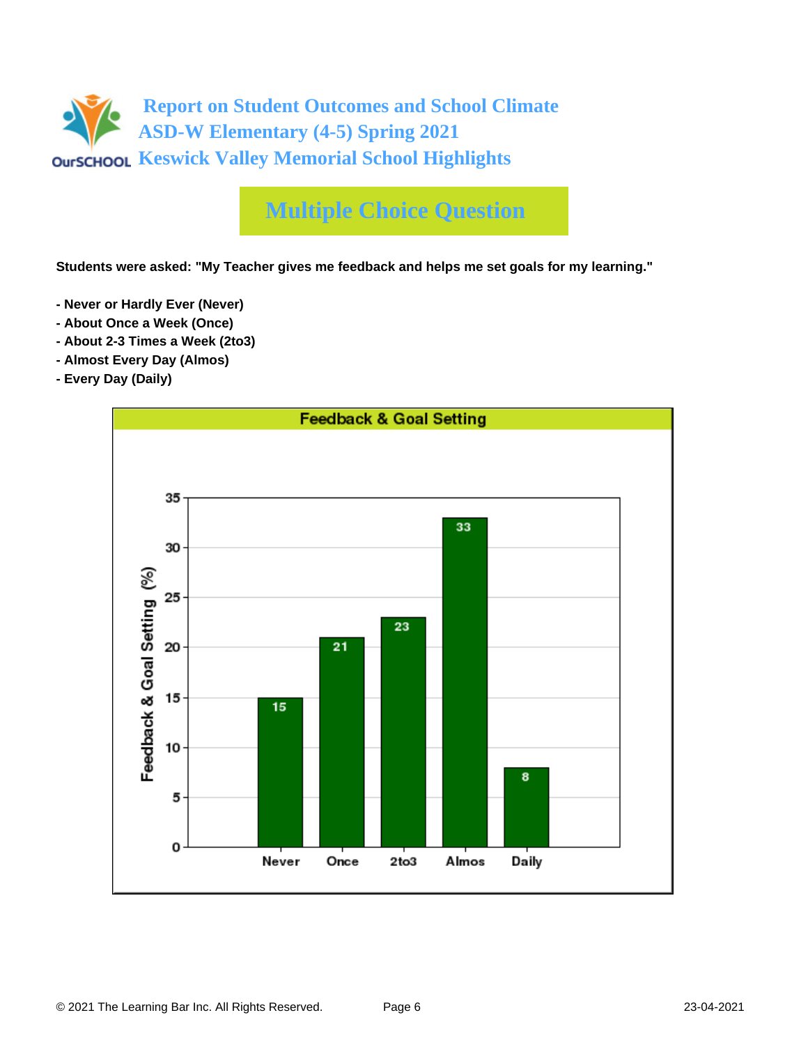# Report on Student Outcomes and School Climate
## ASD-W Elementary (4-5) Spring 2021
## Keswick Valley Memorial School Highlights

OurSCHOOL

## Multiple Choice Question

**Students were asked: "My Teacher gives me feedback and helps me set goals for my learning."**

- **Never or Hardly Ever (Never)**
- **About Once a Week (Once)**
- **About 2-3 Times a Week (2to3)**
- **Almost Every Day (Almos)**
- **Every Day (Daily)**

Feedback & Goal Setting

Feedback & Goal Setting (%)

35
30
25
20
15
10
5
0

15
21
23
33
8

Never
Once
2to3
Almos
Daily

© 2021 The Learning Bar Inc. All Rights Reserved.

23-04-2021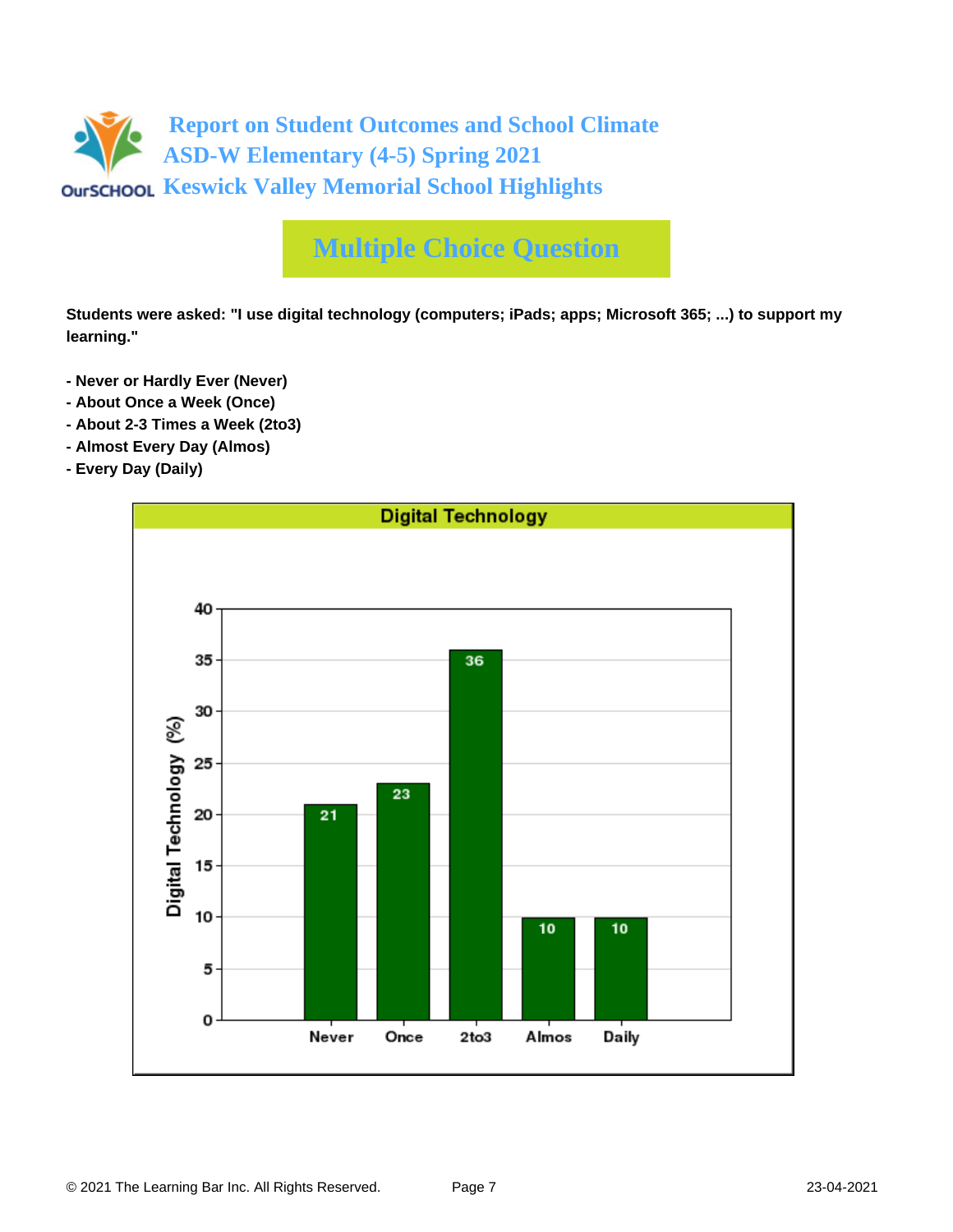# Report on Student Outcomes and School Climate
# ASD-W Elementary (4-5) Spring 2021
# Keswick Valley Memorial School Highlights

OurSCHOOL

## Multiple Choice Question

**Students were asked: "I use digital technology (computers; iPads; apps; Microsoft 365; ...) to support my learning."**

- **Never or Hardly Ever (Never)**
- **About Once a Week (Once)**
- **About 2-3 Times a Week (2to3)**
- **Almost Every Day (Almos)**
- **Every Day (Daily)**

**Digital Technology**

Digital Technology (%)

0
5
10
15
20
25
30
35
40

21
23
36
10
10

Never
Once
2to3
Almos
Daily

© 2021 The Learning Bar Inc. All Rights Reserved.

23-04-2021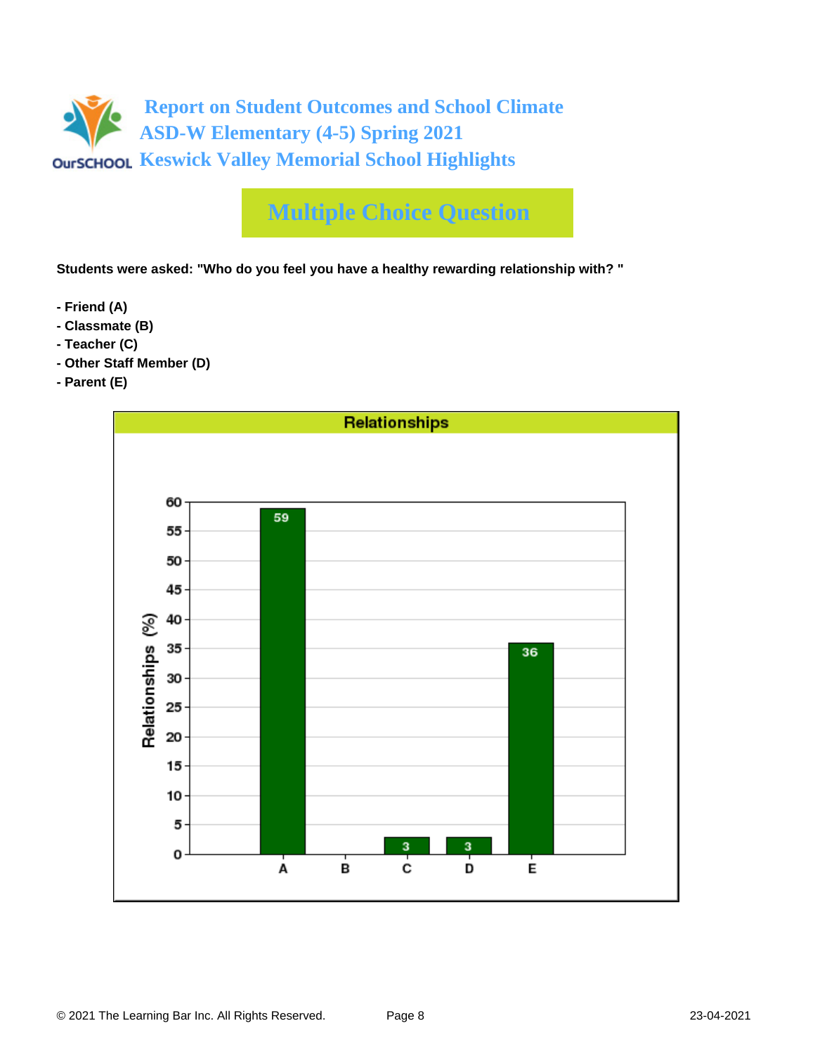# Report on Student Outcomes and School Climate
## ASD-W Elementary (4-5) Spring 2021
## Keswick Valley Memorial School Highlights

OurSCHOOL

## Multiple Choice Question

**Students were asked: "Who do you feel you have a healthy rewarding relationship with? "**

- **- Friend (A)**
- **- Classmate (B)**
- **- Teacher (C)**
- **- Other Staff Member (D)**
- **- Parent (E)**

Relationships

Relationships (%)

60
55
50
45
40
35
30
25
20
15
10
5
0

59
36
3
3

A
B
C
D
E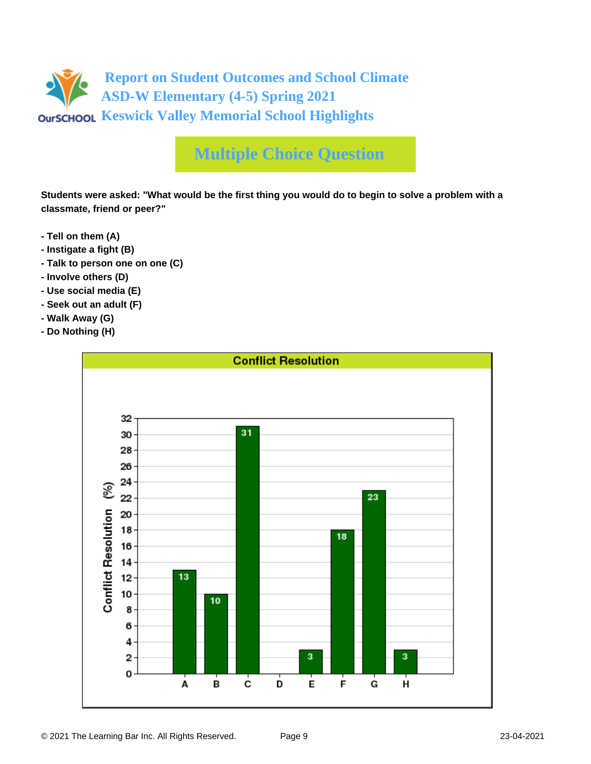# Report on Student Outcomes and School Climate
## ASD-W Elementary (4-5) Spring 2021
## Keswick Valley Memorial School Highlights

## Multiple Choice Question

**Students were asked: "What would be the first thing you would do to begin to solve a problem with a classmate, friend or peer?"**

- **Tell on them (A)**
- **Instigate a fight (B)**
- **Talk to person one on one (C)**
- **Involve others (D)**
- **Use social media (E)**
- **Seek out an adult (F)**
- **Walk Away (G)**
- **Do Nothing (H)**

Conflict Resolution

Conflict Resolution (%)

0
2
4
6
8
10
12
14
16
18
20
22
24
26
28
30
32

13
10
31
3
18
23
3

A
B
C
D
E
F
G
H